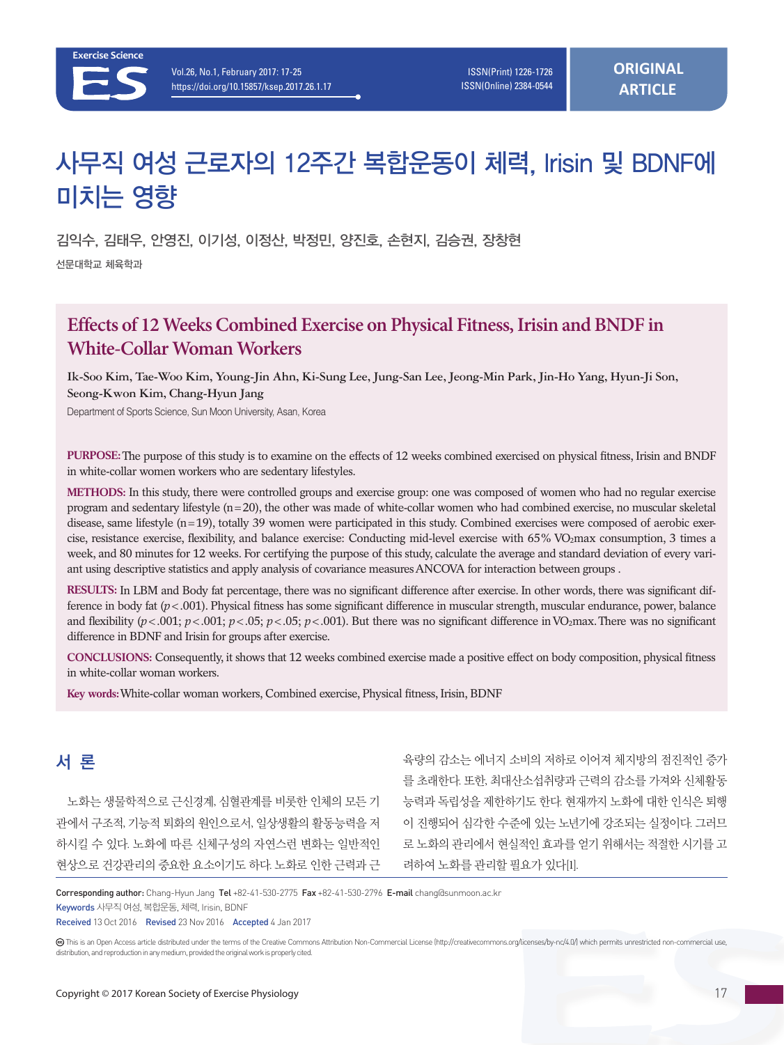# 사무직 여성 근로자의 12주간 복합운동이 체력, Irisin 및 BDNF에 미치는 영향

김익수, 김태우, 안영진, 이기성, 이정산, 박정민, 양진호, 손현지, 김승권, 장창현

선문대학교 체육학과

## Effects of 12 Weeks Combined Exercise on Physical Fitness, Irisin and BNDF in White-Collar Woman Workers

Ik-Soo Kim, Tae-Woo Kim, Young-Jin Ahn, Ki-Sung Lee, Jung-San Lee, Jeong-Min Park, Jin-Ho Yang, Hyun-Ji Son, Seong-Kwon Kim, Chang-Hyun Jang

Department of Sports Science, Sun Moon University, Asan, Korea

**PURPOSE:** The purpose of this study is to examine on the effects of 12 weeks combined exercised on physical fitness, Irisin and BNDF in white-collar women workers who are sedentary lifestyles.

**METHODS:** In this study, there were controlled groups and exercise group: one was composed of women who had no regular exercise program and sedentary lifestyle (n=20), the other was made of white-collar women who had combined exercise, no muscular skeletal disease, same lifestyle (n=19), totally 39 women were participated in this study. Combined exercises were composed of aerobic exercise, resistance exercise, flexibility, and balance exercise: Conducting mid-level exercise with 65% $VO_2max$ consumption, 3 times a week, and 80 minutes for 12 weeks. For certifying the purpose of this study, calculate the average and standard deviation of every variant using descriptive statistics and apply analysis of covariance measures ANCOVA for interaction between groups .

**RESULTS:** In LBM and Body fat percentage, there was no significant difference after exercise. In other words, there was significant difference in body fat ($p<.001$). Physical fitness has some significant difference in muscular strength, muscular endurance, power, balance and flexibility ($p<.001$; $p<.001$; $p<.05$; $p<.05$; $p<.001$). But there was no significant difference in $VO_2max$. There was no significant difference in BDNF and Irisin for groups after exercise.

**CONCLUSIONS:** Consequently, it shows that 12 weeks combined exercise made a positive effect on body composition, physical fitness in white-collar woman workers.

**Key words:** White-collar woman workers, Combined exercise, Physical fitness, Irisin, BDNF

## 서 론

노화는 생물학적으로 근신경계, 심혈관계를 비롯한 인체의 모든 기관에서 구조적, 기능적 퇴화의 원인으로서, 일상생활의 활동능력을 저하시킬 수 있다. 노화에 따른 신체구성의 자연스런 변화는 일반적인 현상으로 건강관리의 중요한 요소이기도 하다. 노화로 인한 근력과 근육량의 감소는 에너지 소비의 저하로 이어져 체지방의 점진적인 증가를 초래한다. 또한, 최대산소섭취량과 근력의 감소를 가져와 신체활동능력과 독립성을 제한하기도 한다. 현재까지 노화에 대한 인식은 퇴행이 진행되어 심각한 수준에 있는 노년기에 강조되는 실정이다. 그러므로 노화의 관리에서 현실적인 효과를 얻기 위해서는 적절한 시기를 고려하여 노화를 관리할 필요가 있다[1].

Corresponding author: Chang-Hyun Jang Tel +82-41-530-2775 Fax +82-41-530-2796 E-mail chang@sunmoon.ac.kr

Keywords 사무직 여성, 복합운동, 체력, Irisin, BDNF

Received 13 Oct 2016 Revised 23 Nov 2016 Accepted 4 Jan 2017

This is an Open Access article distributed under the terms of the Creative Commons Attribution Non-Commercial License (http://creativecommons.org/licenses/by-nc/4.0/) which permits unrestricted non-commercial use, distribution, and reproduction in any medium, provided the original work is properly cited.

Copyright © 2017 Korean Society of Exercise Physiology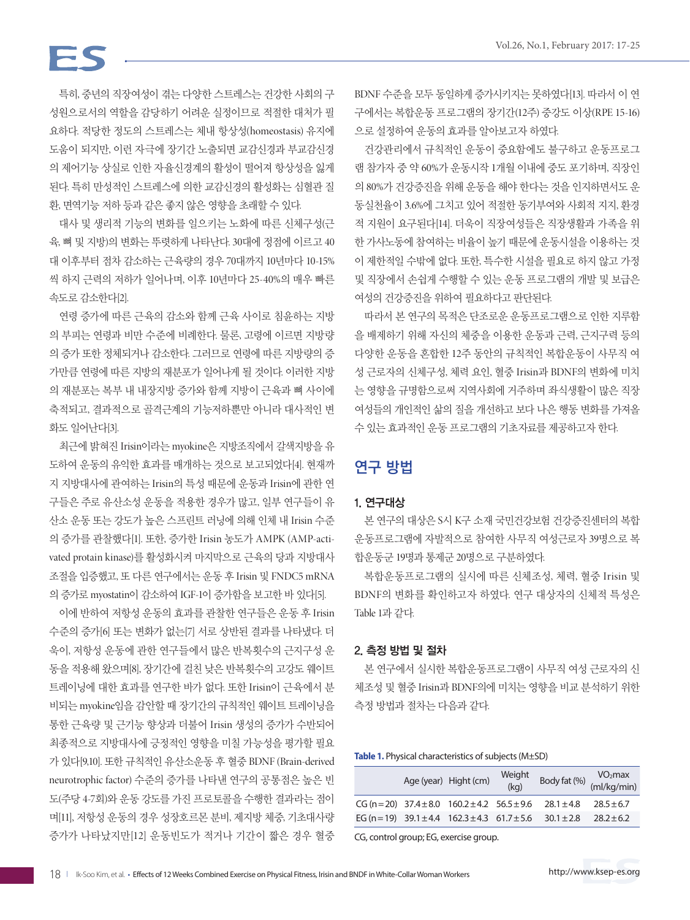특히, 중년의 직장여성이 겪는 다양한 스트레스는 건강한 사회의 구성원으로서의 역할을 감당하기 어려운 실정이므로 적절한 대처가 필요하다. 적당한 정도의 스트레스는 체내 항상성(homeostasis) 유지에 도움이 되지만, 이런 자극에 장기간 노출되면 교감신경과 부교감신경의 제어기능 상실로 인한 자율신경계의 활성이 떨어져 항상성을 잃게 된다. 특히 만성적인 스트레스에 의한 교감신경의 활성화는 심혈관 질환, 면역기능 저하 등과 같은 좋지 않은 영향을 초래할 수 있다.

대사 및 생리적 기능의 변화를 일으키는 노화에 따른 신체구성(근육, 뼈 및 지방)의 변화는 뚜렷하게 나타난다. 30대에 정점에 이르고 40대 이후부터 점차 감소하는 근육량의 경우 70대까지 10년마다 10-15%씩 하지 근력의 저하가 일어나며, 이후 10년마다 25-40%의 매우 빠른 속도로 감소한다[2].

연령 증가에 따른 근육의 감소와 함께 근육 사이로 침윤하는 지방의 부피는 연령과 비만 수준에 비례한다. 물론, 고령에 이르면 지방량의 증가 또한 정체되거나 감소한다. 그러므로 연령에 따른 지방량의 증가만큼 연령에 따른 지방의 재분포가 일어나게 될 것이다. 이러한 지방의 재분포는 복부 내 내장지방 증가와 함께 지방이 근육과 뼈 사이에 축적되고, 결과적으로 골격근계의 기능저하뿐만 아니라 대사적인 변화도 일어난다[3].

최근에 밝혀진 Irisin이라는 myokine은 지방조직에서 갈색지방을 유도하여 운동의 유익한 효과를 매개하는 것으로 보고되었다[4]. 현재까지 지방대사에 관여하는 Irisin의 특성 때문에 운동과 Irisin에 관한 연구들은 주로 유산소성 운동을 적용한 경우가 많고, 일부 연구들이 유산소 운동 또는 강도가 높은 스프린트 러닝에 의해 인체 내 Irisin 수준의 증가를 관찰했다[1]. 또한, 증가한 Irisin 농도가 AMPK (AMP-activated protain kinase)를 활성화시켜 마지막으로 근육의 당과 지방대사 조절을 입증했고, 또 다른 연구에서는 운동 후 Irisin 및 FNDC5 mRNA의 증가로 myostatin이 감소하여 IGF-1이 증가함을 보고한 바 있다[5].

이에 반하여 저항성 운동의 효과를 관찰한 연구들은 운동 후 Irisin 수준의 증가[6] 또는 변화가 없는[7] 서로 상반된 결과를 나타냈다. 더욱이, 저항성 운동에 관한 연구들에서 많은 반복횟수의 근지구성 운동을 적용해 왔으며[8], 장기간에 걸친 낮은 반복횟수의 고강도 웨이트 트레이닝에 대한 효과를 연구한 바가 없다. 또한 Irisin이 근육에서 분비되는 myokine임을 감안할 때 장기간의 규칙적인 웨이트 트레이닝을 통한 근육량 및 근기능 향상과 더불어 Irisin 생성의 증가가 수반되어 최종적으로 지방대사에 긍정적인 영향을 미칠 가능성을 평가할 필요가 있다[9,10]. 또한 규칙적인 유산소운동 후 혈중 BDNF (Brain-derived neurotrophic factor) 수준의 증가를 나타낸 연구의 공통점은 높은 빈도(주당 4-7회)와 운동 강도를 가진 프로토콜을 수행한 결과라는 점이며[11], 저항성 운동의 경우 성장호르몬 분비, 제지방 체중, 기초대사량 증가가 나타났지만[12] 운동빈도가 적거나 기간이 짧은 경우 혈중 BDNF 수준을 모두 동일하게 증가시키지는 못하였다[13]. 따라서 이 연구에서는 복합운동 프로그램의 장기간(12주) 중강도 이상(RPE 15-16)으로 설정하여 운동의 효과를 알아보고자 하였다.

건강관리에서 규칙적인 운동이 중요함에도 불구하고 운동프로그램 참가자 중 약 60%가 운동시작 1개월 이내에 중도 포기하며, 직장인의 80%가 건강증진을 위해 운동을 해야 한다는 것을 인지하면서도 운동실천율이 3.6%에 그치고 있어 적절한 동기부여와 사회적 지지, 환경적 지원이 요구된다[14]. 더욱이 직장여성들은 직장생활과 가족을 위한 가사노동에 참여하는 비율이 높기 때문에 운동시설을 이용하는 것이 제한적일 수밖에 없다. 또한, 특수한 시설을 필요로 하지 않고 가정 및 직장에서 손쉽게 수행할 수 있는 운동 프로그램의 개발 및 보급은 여성의 건강증진을 위하여 필요하다고 판단된다.

따라서 본 연구의 목적은 단조로운 운동프로그램으로 인한 지루함을 배제하기 위해 자신의 체중을 이용한 운동과 근력, 근지구력 등의 다양한 운동을 혼합한 12주 동안의 규칙적인 복합운동이 사무직 여성 근로자의 신체구성, 체력 요인, 혈중 Irisin과 BDNF의 변화에 미치는 영향을 규명함으로써 지역사회에 거주하며 좌식생활이 많은 직장여성들의 개인적인 삶의 질을 개선하고 보다 나은 행동 변화를 가져올 수 있는 효과적인 운동 프로그램의 기초자료를 제공하고자 한다.

## 연구 방법

### 1. 연구대상

본 연구의 대상은 S시 K구 소재 국민건강보험 건강증진센터의 복합운동프로그램에 자발적으로 참여한 사무직 여성근로자 39명으로 복합운동군 19명과 통제군 20명으로 구분하였다.

복합운동프로그램의 실시에 따른 신체조성, 체력, 혈중 Irisin 및 BDNF의 변화를 확인하고자 하였다. 연구 대상자의 신체적 특성은 Table 1과 같다.

**Table 1.** Physical characteristics of subjects (M±SD)

| | Age (year) | Hight (cm) | Weight (kg) | Body fat (%) | $VO_2max$ (ml/kg/min) |
|---|---|---|---|---|---|
| CG (n=20) | 37.4±8.0 | 160.2±4.2 | 56.5±9.6 | 28.1±4.8 | 28.5±6.7 |
| EG (n=19) | 39.1±4.4 | 162.3±4.3 | 61.7±5.6 | 30.1±2.8 | 28.2±6.2 |

CG, control group; EG, exercise group.

### 2. 측정 방법 및 절차

본 연구에서 실시한 복합운동프로그램이 사무직 여성 근로자의 신체조성 및 혈중 Irisin과 BDNF의에 미치는 영향을 비교 분석하기 위한 측정 방법과 절차는 다음과 같다.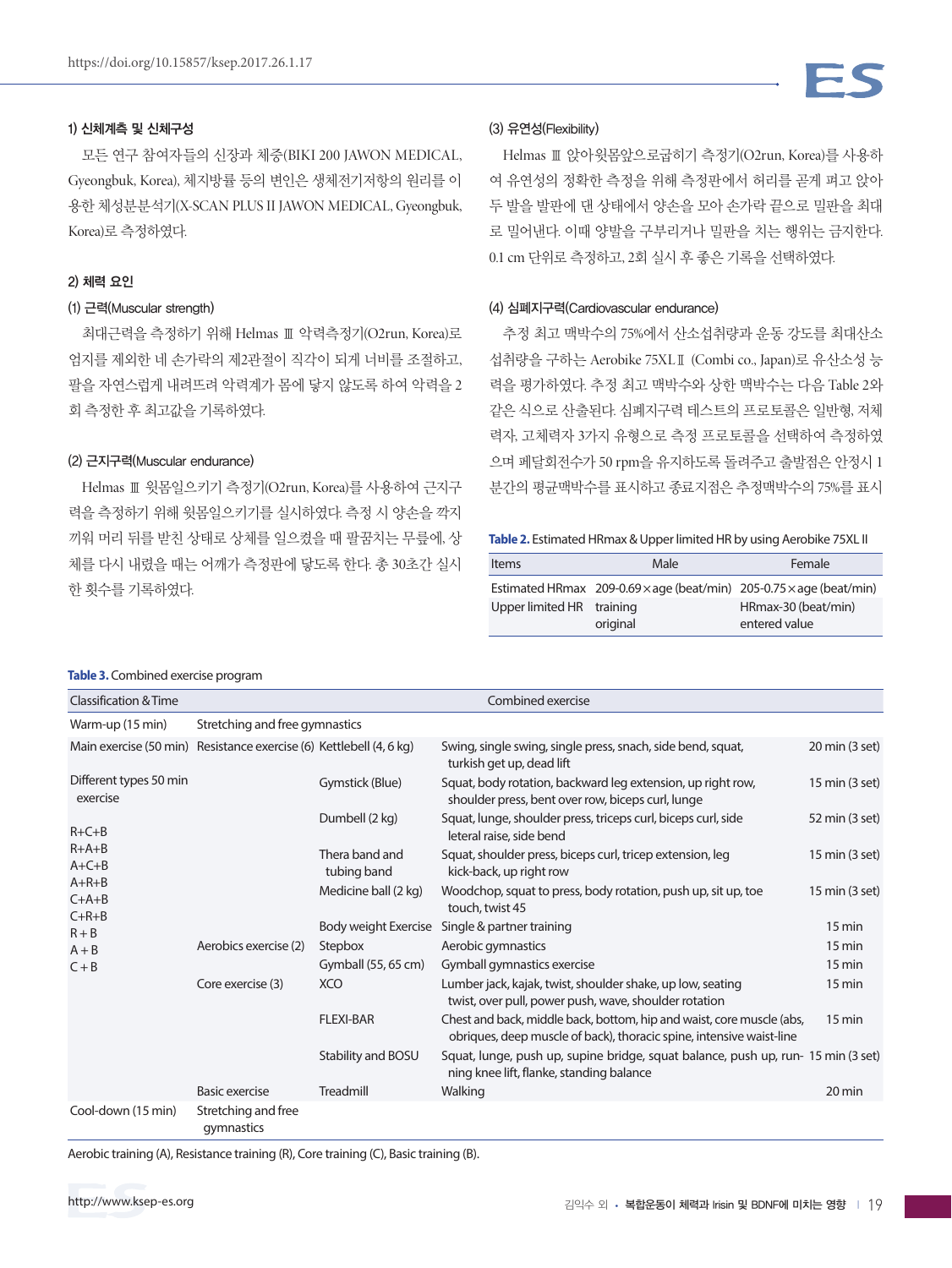#### 1) 신체계측 및 신체구성

모든 연구 참여자들의 신장과 체중(BIKI 200 JAWON MEDICAL, Gyeongbuk, Korea), 체지방률 등의 변인은 생체전기저항의 원리를 이용한 체성분분석기(X-SCAN PLUS II JAWON MEDICAL, Gyeongbuk, Korea)로 측정하였다.

#### 2) 체력 요인

##### (1) 근력(Muscular strength)

최대근력을 측정하기 위해 Helmas Ⅲ 악력측정기(O2run, Korea)로 엄지를 제외한 네 손가락의 제2관절이 직각이 되게 너비를 조절하고, 팔을 자연스럽게 내려뜨려 악력계가 몸에 닿지 않도록 하여 악력을 2회 측정한 후 최고값을 기록하였다.

##### (2) 근지구력(Muscular endurance)

Helmas Ⅲ 윗몸일으키기 측정기(O2run, Korea)를 사용하여 근지구력을 측정하기 위해 윗몸일으키기를 실시하였다. 측정 시 양손을 깍지 끼워 머리 뒤를 받친 상태로 상체를 일으켰을 때 팔꿈치는 무릎에, 상체를 다시 내렸을 때는 어깨가 측정판에 닿도록 한다. 총 30초간 실시한 횟수를 기록하였다.

##### (3) 유연성(Flexibility)

Helmas Ⅲ 앉아윗몸앞으로굽히기 측정기(O2run, Korea)를 사용하여 유연성의 정확한 측정을 위해 측정판에서 허리를 곧게 펴고 앉아 두 발을 발판에 댄 상태에서 양손을 모아 손가락 끝으로 밀판을 최대로 밀어낸다. 이때 양발을 구부리거나 밀판을 치는 행위는 금지한다. 0.1 cm 단위로 측정하고, 2회 실시 후 좋은 기록을 선택하였다.

##### (4) 심폐지구력(Cardiovascular endurance)

추정 최고 맥박수의 75%에서 산소섭취량과 운동 강도를 최대산소섭취량을 구하는 Aerobike 75XLⅡ (Combi co., Japan)로 유산소성 능력을 평가하였다. 추정 최고 맥박수와 상한 맥박수는 다음 Table 2와 같은 식으로 산출된다. 심폐지구력 테스트의 프로토콜은 일반형, 저체력자, 고체력자 3가지 유형으로 측정 프로토콜을 선택하여 측정하였으며 페달회전수가 50 rpm을 유지하도록 돌려주고 출발점은 안정시 1분간의 평균맥박수를 표시하고 종료지점은 추정맥박수의 75%를 표시

**Table 2.** Estimated HRmax & Upper limited HR by using Aerobike 75XL II

| Items | Male | Female |
|---|---|---|
| Estimated HRmax | 209-0.69×age (beat/min) | 205-0.75×age (beat/min) |
| Upper limited HR | training original | HRmax-30 (beat/min) entered value |

**Table 3.** Combined exercise program

| Classification & Time | Combined exercise | | | |
|---|---|---|---|---|
| Warm-up (15 min) | Stretching and free gymnastics | | | |
| Main exercise (50 min) | Resistance exercise (6) | Kettlebell (4, 6 kg) | Swing, single swing, single press, snach, side bend, squat, turkish get up, dead lift | 20 min (3 set) |
| Different types 50 min exercise | | Gymstick (Blue) | Squat, body rotation, backward leg extension, up right row, shoulder press, bent over row, biceps curl, lunge | 15 min (3 set) |
| R+C+B | | Dumbell (2 kg) | Squat, lunge, shoulder press, triceps curl, biceps curl, side leteral raise, side bend | 52 min (3 set) |
| R+A+B | | Thera band and tubing band | Squat, shoulder press, biceps curl, tricep extension, leg kick-back, up right row | 15 min (3 set) |
| A+C+B | | Medicine ball (2 kg) | Woodchop, squat to press, body rotation, push up, sit up, toe touch, twist 45 | 15 min (3 set) |
| A+R+B | | Body weight Exercise | Single & partner training | 15 min |
| C+A+B | Aerobics exercise (2) | Stepbox | Aerobic gymnastics | 15 min |
| C+R+B | | Gymball (55, 65 cm) | Gymball gymnastics exercise | 15 min |
| R + B | Core exercise (3) | XCO | Lumber jack, kajak, twist, shoulder shake, up low, seating twist, over pull, power push, wave, shoulder rotation | 15 min |
| A + B | | FLEXI-BAR | Chest and back, middle back, bottom, hip and waist, core muscle (abs, obriques, deep muscle of back), thoracic spine, intensive waist-line | 15 min |
| C + B | | Stability and BOSU | Squat, lunge, push up, supine bridge, squat balance, push up, running knee lift, flanke, standing balance | 15 min (3 set) |
| | Basic exercise | Treadmill | Walking | 20 min |
| Cool-down (15 min) | Stretching and free gymnastics | | | |

Aerobic training (A), Resistance training (R), Core training (C), Basic training (B).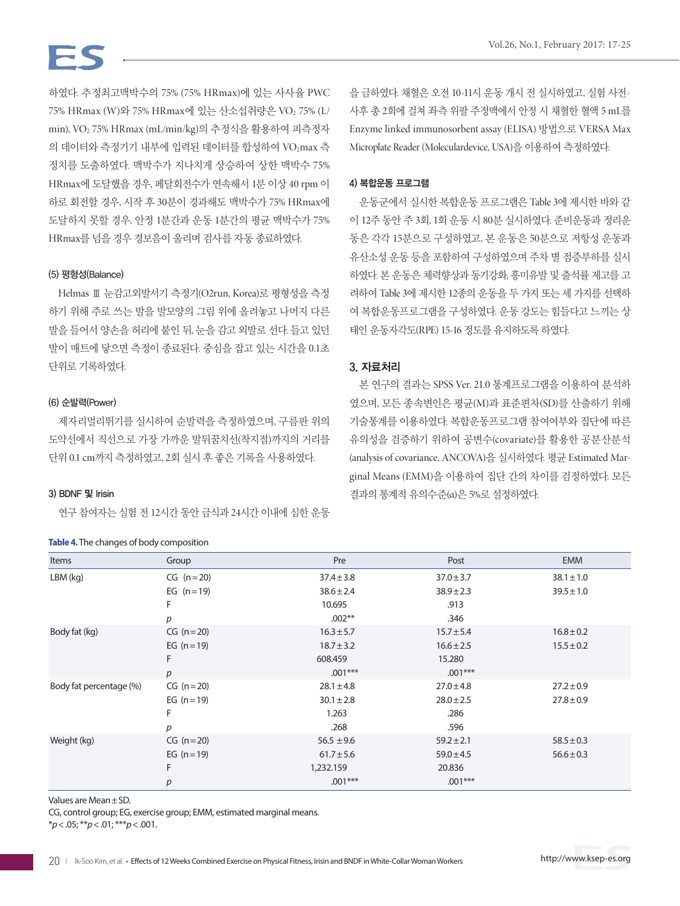하였다. 추정최고맥박수의 75% (75% HRmax)에 있는 사사율 PWC 75% HRmax (W)와 75% HRmax에 있는 산소섭취량은 $VO_2$ 75% (L/min), $VO_2$ 75% HRmax (mL/min/kg)의 추정식을 활용하여 피측정자의 데이터와 측정기기 내부에 입력된 데이터를 합성하여 $VO_2$max 측정치를 도출하였다. 맥박수가 지나치게 상승하여 상한 맥박수 75% HRmax에 도달했을 경우, 페달회전수가 연속해서 1분 이상 40 rpm 이하로 회전할 경우, 시작 후 30분이 경과해도 맥박수가 75% HRmax에 도달하지 못할 경우, 안정 1분간과 운동 1분간의 평균 맥박수가 75% HRmax를 넘을 경우 경보음이 울리며 검사를 자동 종료하였다.

#### (5) 평형성(Balance)

Helmas Ⅲ 눈감고외발서기 측정기(O2run, Korea)로 평형성을 측정하기 위해 주로 쓰는 발을 발모양의 그림 위에 올려놓고 나머지 다른 발을 들어서 양손을 허리에 붙인 뒤, 눈을 감고 외발로 선다. 들고 있던 발이 매트에 닿으면 측정이 종료된다. 중심을 잡고 있는 시간을 0.1초 단위로 기록하였다.

#### (6) 순발력(Power)

제자리멀리뛰기를 실시하여 순발력을 측정하였으며, 구름판 위의 도약선에서 직선으로 가장 가까운 발뒤꿈치선(착지점)까지의 거리를 단위 0.1 cm까지 측정하였고, 2회 실시 후 좋은 기록을 사용하였다.

### 3) BDNF 및 Irisin

연구 참여자는 실험 전 12시간 동안 금식과 24시간 이내에 심한 운동을 금하였다. 채혈은 오전 10-11시 운동 개시 전 실시하였고, 실험 사전·사후 총 2회에 걸쳐 좌측 위팔 주정맥에서 안정 시 채혈한 혈액 5 mL를 Enzyme linked immunosorbent assay (ELISA) 방법으로 VERSA Max Microplate Reader (Moleculardevice, USA)을 이용하여 측정하였다.

### 4) 복합운동 프로그램

운동군에서 실시한 복합운동 프로그램은 Table 3에 제시한 바와 같이 12주 동안 주 3회, 1회 운동 시 80분 실시하였다. 준비운동과 정리운동은 각각 15분으로 구성하였고, 본 운동은 50분으로 저항성 운동과 유산소성 운동 등을 포함하여 구성하였으며 주차 별 점증부하를 실시하였다. 본 운동은 체력향상과 동기강화, 흥미유발 및 출석률 제고를 고려하여 Table 3에 제시한 12종의 운동을 두 가지 또는 세 가지를 선택하여 복합운동프로그램을 구성하였다. 운동 강도는 힘들다고 느끼는 상태인 운동자각도(RPE) 15-16 정도를 유지하도록 하였다.

## 3. 자료처리

본 연구의 결과는 SPSS Ver. 21.0 통계프로그램을 이용하여 분석하였으며, 모든 종속변인은 평균(M)과 표준편차(SD)를 산출하기 위해 기술통계를 이용하였다. 복합운동프로그램 참여여부와 집단에 따른 유의성을 검증하기 위하여 공변수(covariate)를 활용한 공분산분석(analysis of covariance, ANCOVA)을 실시하였다. 평균 Estimated Marginal Means (EMM)을 이용하여 집단 간의 차이를 검정하였다. 모든 결과의 통계적 유의수준(α)은 5%로 설정하였다.

**Table 4.** The changes of body composition

| Items | Group | Pre | Post | EMM |
|---|---|---|---|---|
| LBM (kg) | CG (n=20) | 37.4±3.8 | 37.0±3.7 | 38.1±1.0 |
| | EG (n=19) | 38.6±2.4 | 38.9±2.3 | 39.5±1.0 |
| | F | 10.695 | .913 | |
| | p | .002** | .346 | |
| Body fat (kg) | CG (n=20) | 16.3±5.7 | 15.7±5.4 | 16.8±0.2 |
| | EG (n=19) | 18.7±3.2 | 16.6±2.5 | 15.5±0.2 |
| | F | 608.459 | 15.280 | |
| | p | .001*** | .001*** | |
| Body fat percentage (%) | CG (n=20) | 28.1±4.8 | 27.0±4.8 | 27.2±0.9 |
| | EG (n=19) | 30.1±2.8 | 28.0±2.5 | 27.8±0.9 |
| | F | 1.263 | .286 | |
| | p | .268 | .596 | |
| Weight (kg) | CG (n=20) | 56.5 ±9.6 | 59.2±2.1 | 58.5±0.3 |
| | EG (n=19) | 61.7±5.6 | 59.0±4.5 | 56.6±0.3 |
| | F | 1,232.159 | 20.836 | |
| | p | .001*** | .001*** | |

Values are Mean±SD.
CG, control group; EG, exercise group; EMM, estimated marginal means.
*$p<.05$; **$p<.01$; ***$p<.001$.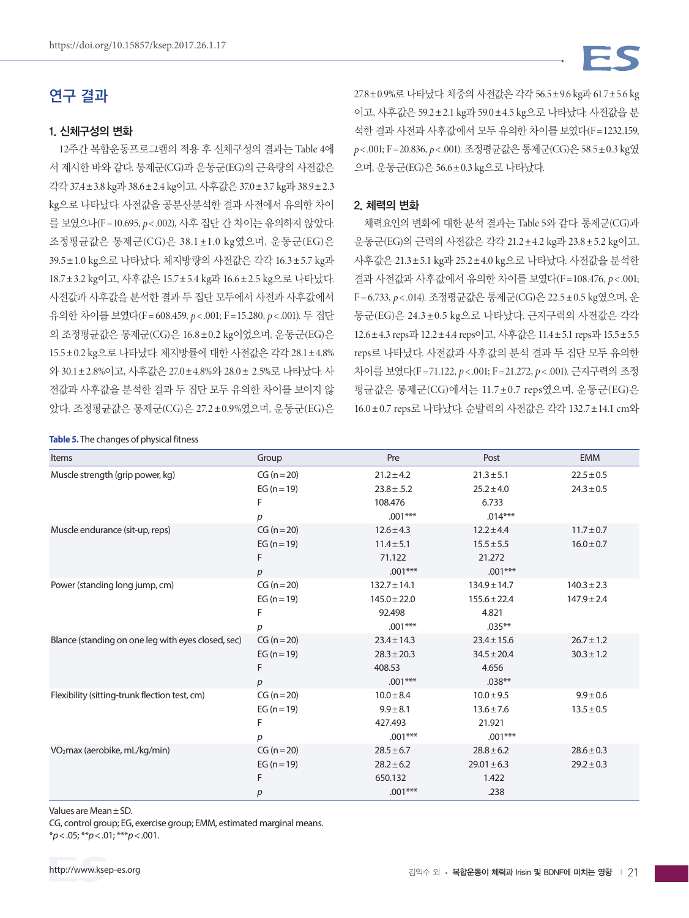## 연구 결과

### 1. 신체구성의 변화

12주간 복합운동프로그램의 적용 후 신체구성의 결과는 Table 4에서 제시한 바와 같다. 통제군(CG)과 운동군(EG)의 근육량의 사전값은 각각 37.4±3.8 kg과 38.6±2.4 kg이고, 사후값은 37.0±3.7 kg과 38.9±2.3 kg으로 나타났다. 사전값을 공분산분석한 결과 사전에서 유의한 차이를 보였으나($F=10.695$, $p<.002$), 사후 집단 간 차이는 유의하지 않았다. 조정평균값은 통제군(CG)은 38.1±1.0 kg였으며, 운동군(EG)은 39.5±1.0 kg으로 나타났다. 체지방량의 사전값은 각각 16.3±5.7 kg과 18.7±3.2 kg이고, 사후값은 15.7±5.4 kg과 16.6±2.5 kg으로 나타났다. 사전값과 사후값을 분석한 결과 두 집단 모두에서 사전과 사후값에서 유의한 차이를 보였다($F=608.459$, $p<.001$; $F=15.280$, $p<.001$). 두 집단의 조정평균값은 통제군(CG)은 16.8±0.2 kg이었으며, 운동군(EG)은 15.5±0.2 kg으로 나타났다. 체지방률에 대한 사전값은 각각 28.1±4.8%와 30.1±2.8%이고, 사후값은 27.0±4.8%와 28.0± 2.5%로 나타났다. 사전값과 사후값을 분석한 결과 두 집단 모두 유의한 차이를 보이지 않았다. 조정평균값은 통제군(CG)은 27.2±0.9%였으며, 운동군(EG)은 27.8±0.9%로 나타났다. 체중의 사전값은 각각 56.5±9.6 kg과 61.7±5.6 kg이고, 사후값은 59.2±2.1 kg과 59.0±4.5 kg으로 나타났다. 사전값을 분석한 결과 사전과 사후값에서 모두 유의한 차이를 보였다($F=1232.159$, $p<.001$; $F=20.836$, $p<.001$). 조정평균값은 통제군(CG)은 58.5±0.3 kg였으며, 운동군(EG)은 56.6±0.3 kg으로 나타났다.

### 2. 체력의 변화

체력요인의 변화에 대한 분석 결과는 Table 5와 같다. 통제군(CG)과 운동군(EG)의 근력의 사전값은 각각 21.2±4.2 kg과 23.8±5.2 kg이고, 사후값은 21.3±5.1 kg과 25.2±4.0 kg으로 나타났다. 사전값을 분석한 결과 사전값과 사후값에서 유의한 차이를 보였다($F=108.476$, $p<.001$; $F=6.733$, $p<.014$). 조정평균값은 통제군(CG)은 22.5±0.5 kg였으며, 운동군(EG)은 24.3±0.5 kg으로 나타났다. 근지구력의 사전값은 각각 12.6±4.3 reps과 12.2±4.4 reps이고, 사후값은 11.4±5.1 reps과 15.5±5.5 reps로 나타났다. 사전값과 사후값의 분석 결과 두 집단 모두 유의한 차이를 보였다($F=71.122$, $p<.001$; $F=21.272$, $p<.001$). 근지구력의 조정평균값은 통제군(CG)에서는 11.7±0.7 reps였으며, 운동군(EG)은 16.0±0.7 reps로 나타났다. 순발력의 사전값은 각각 132.7±14.1 cm와

**Table 5.** The changes of physical fitness

| Items | Group | Pre | Post | EMM |
|---|---|---|---|---|
| Muscle strength (grip power, kg) | CG (n=20) | 21.2±4.2 | 21.3±5.1 | 22.5±0.5 |
| | EG (n=19) | 23.8±.5.2 | 25.2±4.0 | 24.3±0.5 |
| | F | 108.476 | 6.733 | |
| | *p* | .001*** | .014*** | |
| Muscle endurance (sit-up, reps) | CG (n=20) | 12.6±4.3 | 12.2±4.4 | 11.7±0.7 |
| | EG (n=19) | 11.4±5.1 | 15.5±5.5 | 16.0±0.7 |
| | F | 71.122 | 21.272 | |
| | *p* | .001*** | .001*** | |
| Power (standing long jump, cm) | CG (n=20) | 132.7±14.1 | 134.9±14.7 | 140.3±2.3 |
| | EG (n=19) | 145.0±22.0 | 155.6±22.4 | 147.9±2.4 |
| | F | 92.498 | 4.821 | |
| | *p* | .001*** | .035** | |
| Blance (standing on one leg with eyes closed, sec) | CG (n=20) | 23.4±14.3 | 23.4±15.6 | 26.7±1.2 |
| | EG (n=19) | 28.3±20.3 | 34.5±20.4 | 30.3±1.2 |
| | F | 408.53 | 4.656 | |
| | *p* | .001*** | .038** | |
| Flexibility (sitting-trunk flection test, cm) | CG (n=20) | 10.0±8.4 | 10.0±9.5 | 9.9±0.6 |
| | EG (n=19) | 9.9±8.1 | 13.6±7.6 | 13.5±0.5 |
| | F | 427.493 | 21.921 | |
| | *p* | .001*** | .001*** | |
| $VO_2max$ (aerobike, mL/kg/min) | CG (n=20) | 28.5±6.7 | 28.8±6.2 | 28.6±0.3 |
| | EG (n=19) | 28.2±6.2 | 29.01±6.3 | 29.2±0.3 |
| | F | 650.132 | 1.422 | |
| | *p* | .001*** | .238 | |

Values are Mean±SD.
CG, control group; EG, exercise group; EMM, estimated marginal means.
*$p<.05$; **$p<.01$; ***$p<.001$.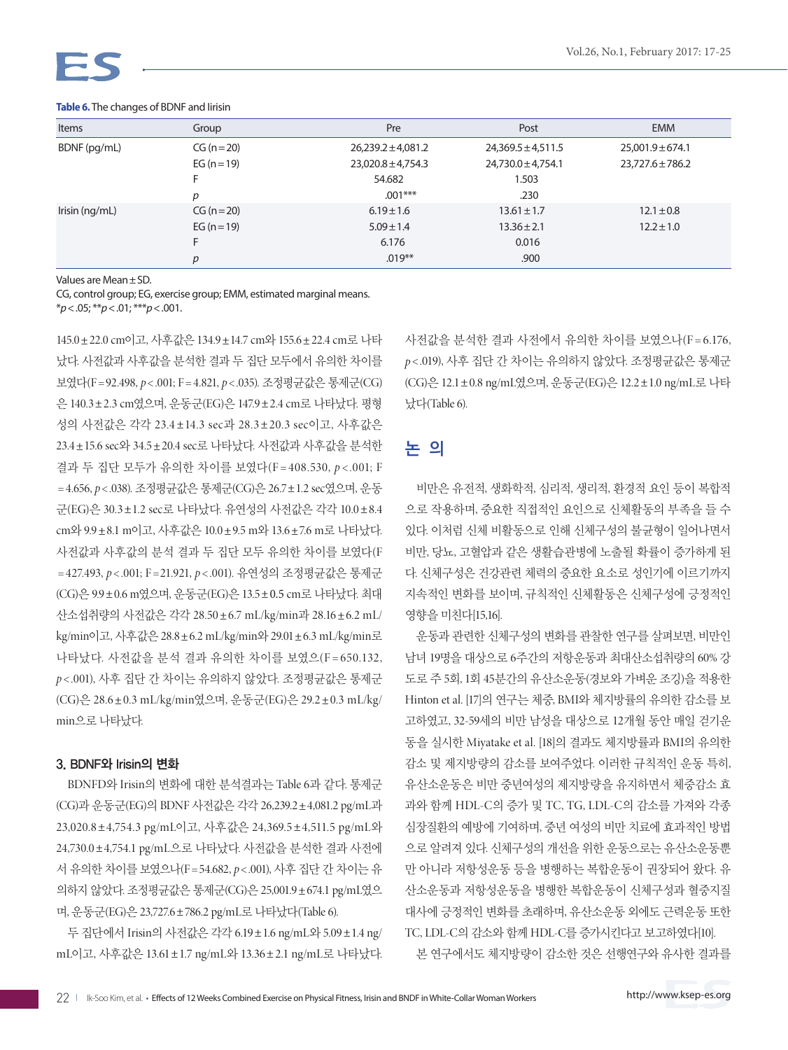**Table 6.** The changes of BDNF and Iirisin

| Items | Group | Pre | Post | EMM |
|---|---|---|---|---|
| BDNF (pg/mL) | CG (n=20) | 26,239.2±4,081.2 | 24,369.5±4,511.5 | 25,001.9±674.1 |
| | EG (n=19) | 23,020.8±4,754.3 | 24,730.0±4,754.1 | 23,727.6±786.2 |
| | F | 54.682 | 1.503 | |
| | *p* | .001*** | .230 | |
| Irisin (ng/mL) | CG (n=20) | 6.19±1.6 | 13.61±1.7 | 12.1±0.8 |
| | EG (n=19) | 5.09±1.4 | 13.36±2.1 | 12.2±1.0 |
| | F | 6.176 | 0.016 | |
| | *p* | .019** | .900 | |

Values are Mean±SD.
CG, control group; EG, exercise group; EMM, estimated marginal means.
*$p<.05$; **$p<.01$; ***$p<.001$.

145.0±22.0 cm이고, 사후값은 134.9±14.7 cm와 155.6±22.4 cm로 나타났다. 사전값과 사후값을 분석한 결과 두 집단 모두에서 유의한 차이를 보였다(F=92.498, $p<.001$; F=4.821, $p<.035$). 조정평균값은 통제군(CG)은 140.3±2.3 cm였으며, 운동군(EG)은 147.9±2.4 cm로 나타났다. 평형성의 사전값은 각각 23.4±14.3 sec과 28.3±20.3 sec이고, 사후값은 23.4±15.6 sec와 34.5±20.4 sec로 나타났다. 사전값과 사후값을 분석한 결과 두 집단 모두가 유의한 차이를 보였다(F=408.530, $p<.001$; F=4.656, $p<.038$). 조정평균값은 통제군(CG)은 26.7±1.2 sec였으며, 운동군(EG)은 30.3±1.2 sec로 나타났다. 유연성의 사전값은 각각 10.0±8.4 cm와 9.9±8.1 m이고, 사후값은 10.0±9.5 m와 13.6±7.6 m로 나타났다. 사전값과 사후값의 분석 결과 두 집단 모두 유의한 차이를 보였다(F=427.493, $p<.001$; F=21.921, $p<.001$). 유연성의 조정평균값은 통제군(CG)은 9.9±0.6 m였으며, 운동군(EG)은 13.5±0.5 cm로 나타났다. 최대산소섭취량의 사전값은 각각 28.50±6.7 mL/kg/min과 28.16±6.2 mL/kg/min이고, 사후값은 28.8±6.2 mL/kg/min와 29.01±6.3 mL/kg/min로 나타났다. 사전값을 분석 결과 유의한 차이를 보였으나(F=650.132, $p<.001$), 사후 집단 간 차이는 유의하지 않았다. 조정평균값은 통제군(CG)은 28.6±0.3 mL/kg/min였으며, 운동군(EG)은 29.2±0.3 mL/kg/min으로 나타났다.

### 3. BDNF와 Irisin의 변화

BDNFD와 Irisin의 변화에 대한 분석결과는 Table 6과 같다. 통제군(CG)과 운동군(EG)의 BDNF 사전값은 각각 26,239.2±4,081.2 pg/mL과 23,020.8±4,754.3 pg/mL이고, 사후값은 24,369.5±4,511.5 pg/mL와 24,730.0±4,754.1 pg/mL으로 나타났다. 사전값을 분석한 결과 사전에서 유의한 차이를 보였으나(F=54.682, $p<.001$), 사후 집단 간 차이는 유의하지 않았다. 조정평균값은 통제군(CG)은 25,001.9±674.1 pg/mL였으며, 운동군(EG)은 23,727.6±786.2 pg/mL로 나타났다(Table 6).

두 집단에서 Irisin의 사전값은 각각 6.19±1.6 ng/mL와 5.09±1.4 ng/mL이고, 사후값은 13.61±1.7 ng/mL와 13.36±2.1 ng/mL로 나타났다. 사전값을 분석한 결과 사전에서 유의한 차이를 보였으나(F=6.176, $p<.019$), 사후 집단 간 차이는 유의하지 않았다. 조정평균값은 통제군(CG)은 12.1±0.8 ng/mL였으며, 운동군(EG)은 12.2±1.0 ng/mL로 나타났다(Table 6).

## 논 의

비만은 유전적, 생화학적, 심리적, 생리적, 환경적 요인 등이 복합적으로 작용하며, 중요한 직접적인 요인으로 신체활동의 부족을 들 수 있다. 이처럼 신체 비활동으로 인해 신체구성의 불균형이 일어나면서 비만, 당뇨, 고혈압과 같은 생활습관병에 노출될 확률이 증가하게 된다. 신체구성은 건강관련 체력의 중요한 요소로 성인기에 이르기까지 지속적인 변화를 보이며, 규칙적인 신체활동은 신체구성에 긍정적인 영향을 미친다[15,16].

운동과 관련한 신체구성의 변화를 관찰한 연구를 살펴보면, 비만인 남녀 19명을 대상으로 6주간의 저항운동과 최대산소섭취량의 60% 강도로 주 5회, 1회 45분간의 유산소운동(경보와 가벼운 조깅)을 적용한 Hinton et al. [17]의 연구는 체중, BMI와 체지방률의 유의한 감소를 보고하였고, 32-59세의 비만 남성을 대상으로 12개월 동안 매일 걷기운동을 실시한 Miyatake et al. [18]의 결과도 체지방률과 BMI의 유의한 감소 및 제지방량의 감소를 보여주었다. 이러한 규칙적인 운동 특히, 유산소운동은 비만 중년여성의 제지방량을 유지하면서 체중감소 효과와 함께 HDL-C의 증가 및 TC, TG, LDL-C의 감소를 가져와 각종 심장질환의 예방에 기여하며, 중년 여성의 비만 치료에 효과적인 방법으로 알려져 있다. 신체구성의 개선을 위한 운동으로는 유산소운동뿐만 아니라 저항성운동 등을 병행하는 복합운동이 권장되어 왔다. 유산소운동과 저항성운동을 병행한 복합운동이 신체구성과 혈중지질대사에 긍정적인 변화를 초래하며, 유산소운동 외에도 근력운동 또한 TC, LDL-C의 감소와 함께 HDL-C를 증가시킨다고 보고하였다[10].

본 연구에서도 체지방량이 감소한 것은 선행연구와 유사한 결과를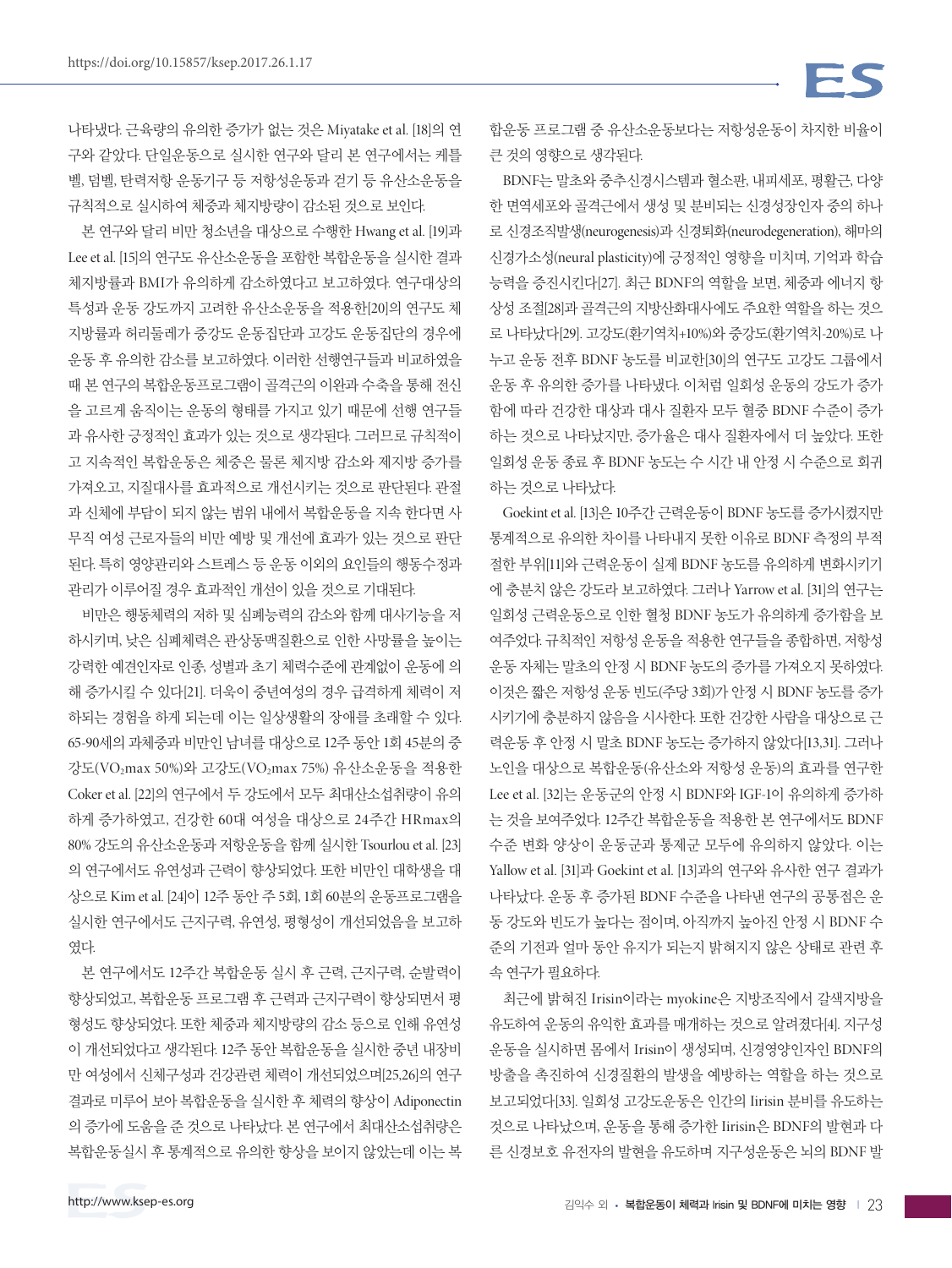나타냈다. 근육량의 유의한 증가가 없는 것은 Miyatake et al. [18]의 연구와 같았다. 단일운동으로 실시한 연구와 달리 본 연구에서는 케틀벨, 덤벨, 탄력저항 운동기구 등 저항성운동과 걷기 등 유산소운동을 규칙적으로 실시하여 체중과 체지방량이 감소된 것으로 보인다.

본 연구와 달리 비만 청소년을 대상으로 수행한 Hwang et al. [19]과 Lee et al. [15]의 연구도 유산소운동을 포함한 복합운동을 실시한 결과 체지방률과 BMI가 유의하게 감소하였다고 보고하였다. 연구대상의 특성과 운동 강도까지 고려한 유산소운동을 적용한[20]의 연구도 체지방률과 허리둘레가 중강도 운동집단과 고강도 운동집단의 경우에 운동 후 유의한 감소를 보고하였다. 이러한 선행연구들과 비교하였을 때 본 연구의 복합운동프로그램이 골격근의 이완과 수축을 통해 전신을 고르게 움직이는 운동의 형태를 가지고 있기 때문에 선행 연구들과 유사한 긍정적인 효과가 있는 것으로 생각된다. 그러므로 규칙적이고 지속적인 복합운동은 체중은 물론 체지방 감소와 제지방 증가를 가져오고, 지질대사를 효과적으로 개선시키는 것으로 판단된다. 관절과 신체에 부담이 되지 않는 범위 내에서 복합운동을 지속 한다면 사무직 여성 근로자들의 비만 예방 및 개선에 효과가 있는 것으로 판단된다. 특히 영양관리와 스트레스 등 운동 이외의 요인들의 행동수정과 관리가 이루어질 경우 효과적인 개선이 있을 것으로 기대된다.

비만은 행동체력의 저하 및 심폐능력의 감소와 함께 대사기능을 저하시키며, 낮은 심폐체력은 관상동맥질환으로 인한 사망률을 높이는 강력한 예견인자로 인종, 성별과 초기 체력수준에 관계없이 운동에 의해 증가시킬 수 있다[21]. 더욱이 중년여성의 경우 급격하게 체력이 저하되는 경험을 하게 되는데 이는 일상생활의 장애를 초래할 수 있다. 65-90세의 과체중과 비만인 남녀를 대상으로 12주 동안 1회 45분의 중강도($VO_2max$ 50%)와 고강도($VO_2max$ 75%) 유산소운동을 적용한 Coker et al. [22]의 연구에서 두 강도에서 모두 최대산소섭취량이 유의하게 증가하였고, 건강한 60대 여성을 대상으로 24주간 HRmax의 80% 강도의 유산소운동과 저항운동을 함께 실시한 Tsourlou et al. [23]의 연구에서도 유연성과 근력이 향상되었다. 또한 비만인 대학생을 대상으로 Kim et al. [24]이 12주 동안 주 5회, 1회 60분의 운동프로그램을 실시한 연구에서도 근지구력, 유연성, 평형성이 개선되었음을 보고하였다.

본 연구에서도 12주간 복합운동 실시 후 근력, 근지구력, 순발력이 향상되었고, 복합운동 프로그램 후 근력과 근지구력이 향상되면서 평형성도 향상되었다. 또한 체중과 체지방량의 감소 등으로 인해 유연성이 개선되었다고 생각된다. 12주 동안 복합운동을 실시한 중년 내장비만 여성에서 신체구성과 건강관련 체력이 개선되었으며[25,26]의 연구 결과로 미루어 보아 복합운동을 실시한 후 체력의 향상이 Adiponectin의 증가에 도움을 준 것으로 나타났다. 본 연구에서 최대산소섭취량은 복합운동실시 후 통계적으로 유의한 향상을 보이지 않았는데 이는 복합운동 프로그램 중 유산소운동보다는 저항성운동이 차지한 비율이 큰 것의 영향으로 생각된다.

BDNF는 말초와 중추신경시스템과 혈소판, 내피세포, 평활근, 다양한 면역세포와 골격근에서 생성 및 분비되는 신경성장인자 중의 하나로 신경조직발생(neurogenesis)과 신경퇴화(neurodegeneration), 해마의 신경가소성(neural plasticity)에 긍정적인 영향을 미치며, 기억과 학습능력을 증진시킨다[27]. 최근 BDNF의 역할을 보면, 체중과 에너지 항상성 조절[28]과 골격근의 지방산화대사에도 주요한 역할을 하는 것으로 나타났다[29]. 고강도(환기역치+10%)와 중강도(환기역치-20%)로 나누고 운동 전후 BDNF 농도를 비교한[30]의 연구도 고강도 그룹에서 운동 후 유의한 증가를 나타냈다. 이처럼 일회성 운동의 강도가 증가함에 따라 건강한 대상과 대사 질환자 모두 혈중 BDNF 수준이 증가하는 것으로 나타났지만, 증가율은 대사 질환자에서 더 높았다. 또한 일회성 운동 종료 후 BDNF 농도는 수 시간 내 안정 시 수준으로 회귀하는 것으로 나타났다.

Goekint et al. [13]은 10주간 근력운동이 BDNF 농도를 증가시켰지만 통계적으로 유의한 차이를 나타내지 못한 이유로 BDNF 측정의 부적절한 부위[11]와 근력운동이 실제 BDNF 농도를 유의하게 변화시키기에 충분치 않은 강도라 보고하였다. 그러나 Yarrow et al. [31]의 연구는 일회성 근력운동으로 인한 혈청 BDNF 농도가 유의하게 증가함을 보여주었다. 규칙적인 저항성 운동을 적용한 연구들을 종합하면, 저항성 운동 자체는 말초의 안정 시 BDNF 농도의 증가를 가져오지 못하였다. 이것은 짧은 저항성 운동 빈도(주당 3회)가 안정 시 BDNF 농도를 증가시키기에 충분하지 않음을 시사한다. 또한 건강한 사람을 대상으로 근력운동 후 안정 시 말초 BDNF 농도는 증가하지 않았다[13,31]. 그러나 노인을 대상으로 복합운동(유산소와 저항성 운동)의 효과를 연구한 Lee et al. [32]는 운동군의 안정 시 BDNF와 IGF-1이 유의하게 증가하는 것을 보여주었다. 12주간 복합운동을 적용한 본 연구에서도 BDNF 수준 변화 양상이 운동군과 통제군 모두에 유의하지 않았다. 이는 Yallow et al. [31]과 Goekint et al. [13]과의 연구와 유사한 연구 결과가 나타났다. 운동 후 증가된 BDNF 수준을 나타낸 연구의 공통점은 운동 강도와 빈도가 높다는 점이며, 아직까지 높아진 안정 시 BDNF 수준의 기전과 얼마 동안 유지가 되는지 밝혀지지 않은 상태로 관련 후속 연구가 필요하다.

최근에 밝혀진 Irisin이라는 myokine은 지방조직에서 갈색지방을 유도하여 운동의 유익한 효과를 매개하는 것으로 알려졌다[4]. 지구성 운동을 실시하면 몸에서 Irisin이 생성되며, 신경영양인자인 BDNF의 방출을 촉진하여 신경질환의 발생을 예방하는 역할을 하는 것으로 보고되었다[33]. 일회성 고강도운동은 인간의 Iirisin 분비를 유도하는 것으로 나타났으며, 운동을 통해 증가한 Iirisin은 BDNF의 발현과 다른 신경보호 유전자의 발현을 유도하며 지구성운동은 뇌의 BDNF 발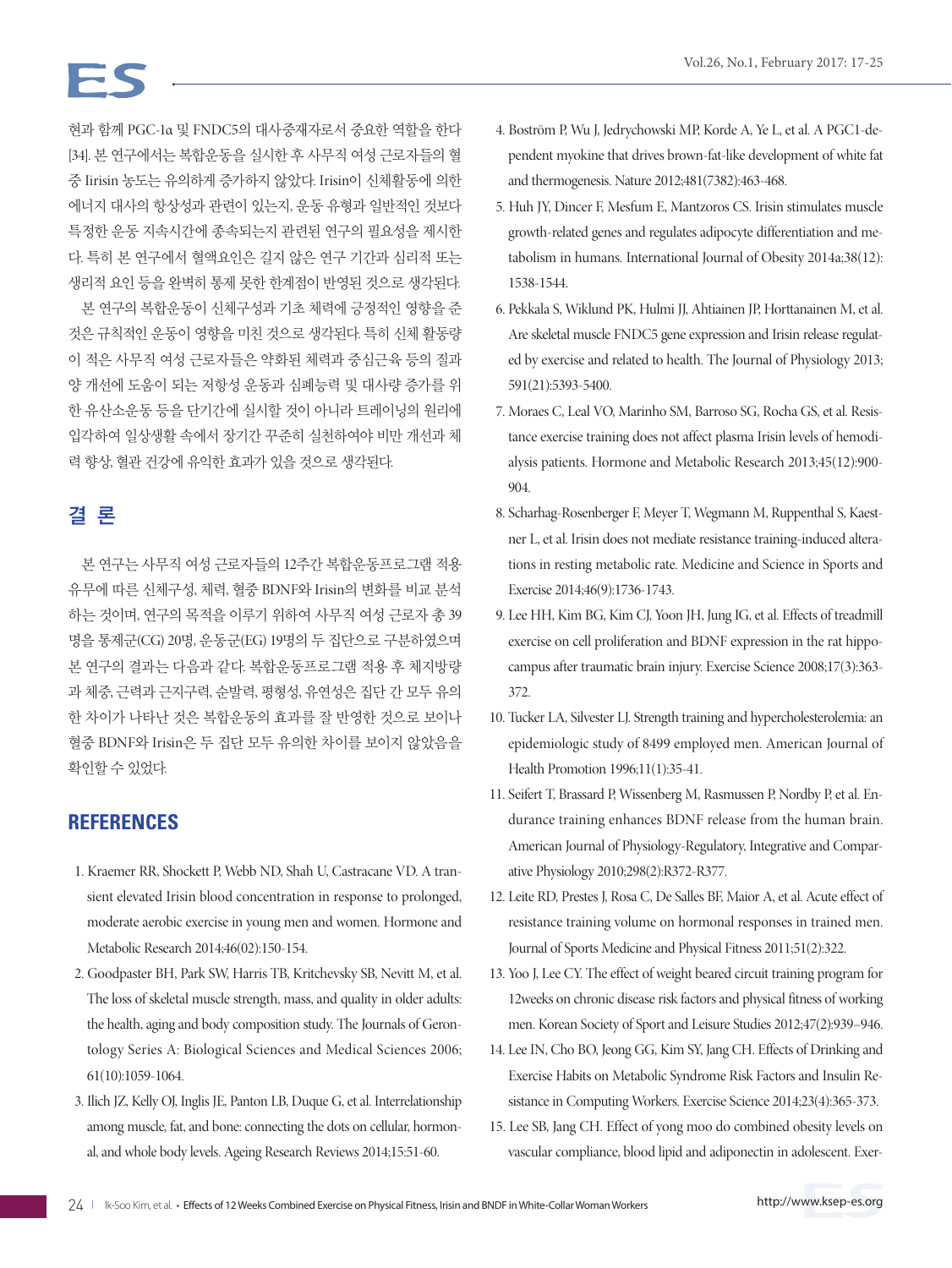현과 함께 PGC-1α 및 FNDC5의 대사중재자로서 중요한 역할을 한다 [34]. 본 연구에서는 복합운동을 실시한 후 사무직 여성 근로자들의 혈중 Iirisin 농도는 유의하게 증가하지 않았다. Irisin이 신체활동에 의한 에너지 대사의 항상성과 관련이 있는지, 운동 유형과 일반적인 것보다 특정한 운동 지속시간에 종속되는지 관련된 연구의 필요성을 제시한다. 특히 본 연구에서 혈액요인은 길지 않은 연구 기간과 심리적 또는 생리적 요인 등을 완벽히 통제 못한 한계점이 반영된 것으로 생각된다.

본 연구의 복합운동이 신체구성과 기초 체력에 긍정적인 영향을 준 것은 규칙적인 운동이 영향을 미친 것으로 생각된다. 특히 신체 활동량이 적은 사무직 여성 근로자들은 약화된 체력과 중심근육 등의 질과 양 개선에 도움이 되는 저항성 운동과 심폐능력 및 대사량 증가를 위한 유산소운동 등을 단기간에 실시할 것이 아니라 트레이닝의 원리에 입각하여 일상생활 속에서 장기간 꾸준히 실천하여야 비만 개선과 체력 향상, 혈관 건강에 유익한 효과가 있을 것으로 생각된다.

## 결 론

본 연구는 사무직 여성 근로자들의 12주간 복합운동프로그램 적용 유무에 따른 신체구성, 체력, 혈중 BDNF와 Irisin의 변화를 비교 분석하는 것이며, 연구의 목적을 이루기 위하여 사무직 여성 근로자 총 39명을 통제군(CG) 20명, 운동군(EG) 19명의 두 집단으로 구분하였으며 본 연구의 결과는 다음과 같다. 복합운동프로그램 적용 후 체지방량과 체중, 근력과 근지구력, 순발력, 평형성, 유연성은 집단 간 모두 유의한 차이가 나타난 것은 복합운동의 효과를 잘 반영한 것으로 보이나 혈중 BDNF와 Irisin은 두 집단 모두 유의한 차이를 보이지 않았음을 확인할 수 있었다.

## REFERENCES

1. Kraemer RR, Shockett P, Webb ND, Shah U, Castracane VD. A transient elevated Irisin blood concentration in response to prolonged, moderate aerobic exercise in young men and women. Hormone and Metabolic Research 2014;46(02):150-154.
2. Goodpaster BH, Park SW, Harris TB, Kritchevsky SB, Nevitt M, et al. The loss of skeletal muscle strength, mass, and quality in older adults: the health, aging and body composition study. The Journals of Gerontology Series A: Biological Sciences and Medical Sciences 2006; 61(10):1059-1064.
3. Ilich JZ, Kelly OJ, Inglis JE, Panton LB, Duque G, et al. Interrelationship among muscle, fat, and bone: connecting the dots on cellular, hormonal, and whole body levels. Ageing Research Reviews 2014;15:51-60.
4. Boström P, Wu J, Jedrychowski MP, Korde A, Ye L, et al. A PGC1-dependent myokine that drives brown-fat-like development of white fat and thermogenesis. Nature 2012;481(7382):463-468.
5. Huh JY, Dincer F, Mesfum E, Mantzoros CS. Irisin stimulates muscle growth-related genes and regulates adipocyte differentiation and metabolism in humans. International Journal of Obesity 2014a;38(12): 1538-1544.
6. Pekkala S, Wiklund PK, Hulmi JJ, Ahtiainen JP, Horttanainen M, et al. Are skeletal muscle FNDC5 gene expression and Irisin release regulated by exercise and related to health. The Journal of Physiology 2013; 591(21):5393-5400.
7. Moraes C, Leal VO, Marinho SM, Barroso SG, Rocha GS, et al. Resistance exercise training does not affect plasma Irisin levels of hemodialysis patients. Hormone and Metabolic Research 2013;45(12):900-904.
8. Scharhag-Rosenberger F, Meyer T, Wegmann M, Ruppenthal S, Kaestner L, et al. Irisin does not mediate resistance training-induced alterations in resting metabolic rate. Medicine and Science in Sports and Exercise 2014;46(9):1736-1743.
9. Lee HH, Kim BG, Kim CJ, Yoon JH, Jung IG, et al. Effects of treadmill exercise on cell proliferation and BDNF expression in the rat hippocampus after traumatic brain injury. Exercise Science 2008;17(3):363-372.
10. Tucker LA, Silvester LJ. Strength training and hypercholesterolemia: an epidemiologic study of 8499 employed men. American Journal of Health Promotion 1996;11(1):35-41.
11. Seifert T, Brassard P, Wissenberg M, Rasmussen P, Nordby P, et al. Endurance training enhances BDNF release from the human brain. American Journal of Physiology-Regulatory, Integrative and Comparative Physiology 2010;298(2):R372-R377.
12. Leite RD, Prestes J, Rosa C, De Salles BF, Maior A, et al. Acute effect of resistance training volume on hormonal responses in trained men. Journal of Sports Medicine and Physical Fitness 2011;51(2):322.
13. Yoo J, Lee CY. The effect of weight beared circuit training program for 12weeks on chronic disease risk factors and physical fitness of working men. Korean Society of Sport and Leisure Studies 2012;47(2):939–946.
14. Lee IN, Cho BO, Jeong GG, Kim SY, Jang CH. Effects of Drinking and Exercise Habits on Metabolic Syndrome Risk Factors and Insulin Resistance in Computing Workers. Exercise Science 2014;23(4):365-373.
15. Lee SB, Jang CH. Effect of yong moo do combined obesity levels on vascular compliance, blood lipid and adiponectin in adolescent. Exer-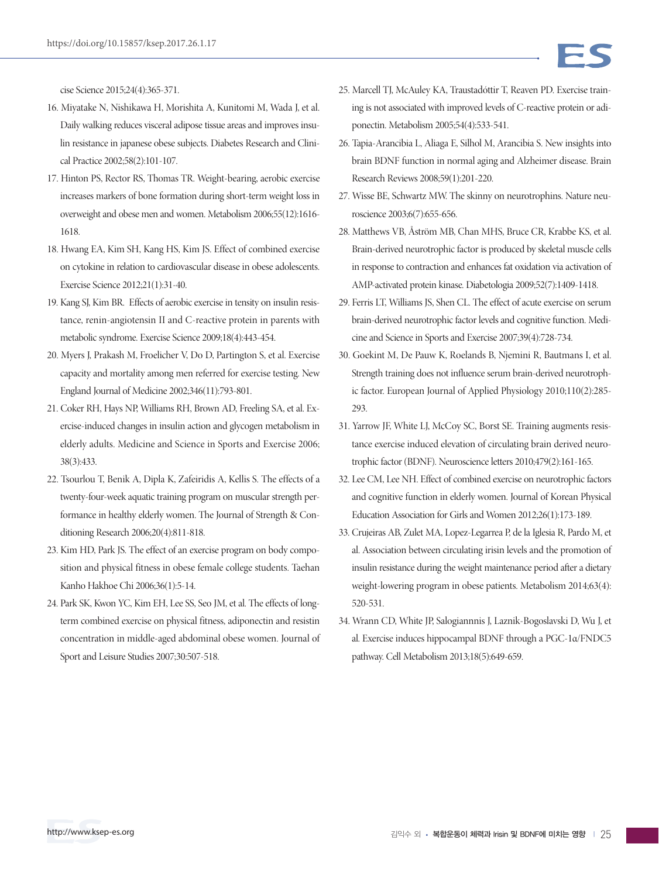cise Science 2015;24(4):365-371.

16. Miyatake N, Nishikawa H, Morishita A, Kunitomi M, Wada J, et al. Daily walking reduces visceral adipose tissue areas and improves insulin resistance in japanese obese subjects. Diabetes Research and Clinical Practice 2002;58(2):101-107.
17. Hinton PS, Rector RS, Thomas TR. Weight-bearing, aerobic exercise increases markers of bone formation during short-term weight loss in overweight and obese men and women. Metabolism 2006;55(12):1616-1618.
18. Hwang EA, Kim SH, Kang HS, Kim JS. Effect of combined exercise on cytokine in relation to cardiovascular disease in obese adolescents. Exercise Science 2012;21(1):31-40.
19. Kang SJ, Kim BR. Effects of aerobic exercise in tensity on insulin resistance, renin-angiotensin II and C-reactive protein in parents with metabolic syndrome. Exercise Science 2009;18(4):443-454.
20. Myers J, Prakash M, Froelicher V, Do D, Partington S, et al. Exercise capacity and mortality among men referred for exercise testing. New England Journal of Medicine 2002;346(11):793-801.
21. Coker RH, Hays NP, Williams RH, Brown AD, Freeling SA, et al. Exercise-induced changes in insulin action and glycogen metabolism in elderly adults. Medicine and Science in Sports and Exercise 2006; 38(3):433.
22. Tsourlou T, Benik A, Dipla K, Zafeiridis A, Kellis S. The effects of a twenty-four-week aquatic training program on muscular strength performance in healthy elderly women. The Journal of Strength & Conditioning Research 2006;20(4):811-818.
23. Kim HD, Park JS. The effect of an exercise program on body composition and physical fitness in obese female college students. Taehan Kanho Hakhoe Chi 2006;36(1):5-14.
24. Park SK, Kwon YC, Kim EH, Lee SS, Seo JM, et al. The effects of long-term combined exercise on physical fitness, adiponectin and resistin concentration in middle-aged abdominal obese women. Journal of Sport and Leisure Studies 2007;30:507-518.
25. Marcell TJ, McAuley KA, Traustadóttir T, Reaven PD. Exercise training is not associated with improved levels of C-reactive protein or adiponectin. Metabolism 2005;54(4):533-541.
26. Tapia-Arancibia L, Aliaga E, Silhol M, Arancibia S. New insights into brain BDNF function in normal aging and Alzheimer disease. Brain Research Reviews 2008;59(1):201-220.
27. Wisse BE, Schwartz MW. The skinny on neurotrophins. Nature neuroscience 2003;6(7):655-656.
28. Matthews VB, Åström MB, Chan MHS, Bruce CR, Krabbe KS, et al. Brain-derived neurotrophic factor is produced by skeletal muscle cells in response to contraction and enhances fat oxidation via activation of AMP-activated protein kinase. Diabetologia 2009;52(7):1409-1418.
29. Ferris LT, Williams JS, Shen CL. The effect of acute exercise on serum brain-derived neurotrophic factor levels and cognitive function. Medicine and Science in Sports and Exercise 2007;39(4):728-734.
30. Goekint M, De Pauw K, Roelands B, Njemini R, Bautmans I, et al. Strength training does not influence serum brain-derived neurotrophic factor. European Journal of Applied Physiology 2010;110(2):285-293.
31. Yarrow JF, White LJ, McCoy SC, Borst SE. Training augments resistance exercise induced elevation of circulating brain derived neurotrophic factor (BDNF). Neuroscience letters 2010;479(2):161-165.
32. Lee CM, Lee NH. Effect of combined exercise on neurotrophic factors and cognitive function in elderly women. Journal of Korean Physical Education Association for Girls and Women 2012;26(1):173-189.
33. Crujeiras AB, Zulet MA, Lopez-Legarrea P, de la Iglesia R, Pardo M, et al. Association between circulating irisin levels and the promotion of insulin resistance during the weight maintenance period after a dietary weight-lowering program in obese patients. Metabolism 2014;63(4): 520-531.
34. Wrann CD, White JP, Salogiannnis J, Laznik-Bogoslavski D, Wu J, et al. Exercise induces hippocampal BDNF through a PGC-1α/FNDC5 pathway. Cell Metabolism 2013;18(5):649-659.